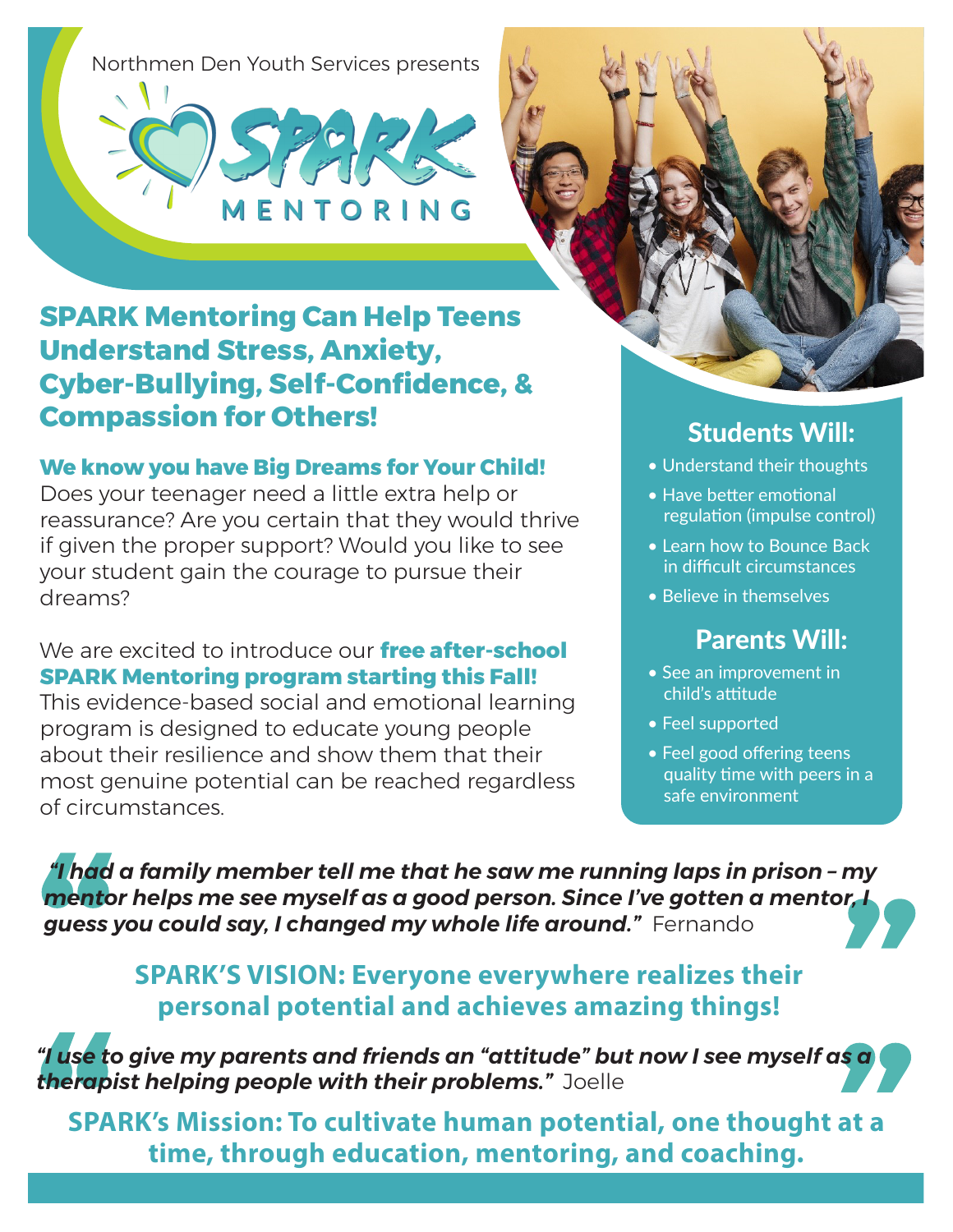Northmen Den Youth Services presents

# SPARK MENTORING

## SPARK Mentoring Can Help Teens Understand Stress, Anxiety, Cyber-Bullying, Self-Confidence, & Compassion for Others!

**We know you have Big Dreams for Your Child!**
Does your teenager need a little extra help or reassurance? Are you certain that they would thrive if given the proper support? Would you like to see your student gain the courage to pursue their dreams?

We are excited to introduce our **free after-school SPARK Mentoring program starting this Fall!** This evidence-based social and emotional learning program is designed to educate young people about their resilience and show them that their most genuine potential can be reached regardless of circumstances.

### Students Will:

- Understand their thoughts
- Have better emotional regulation (impulse control)
- Learn how to Bounce Back in difficult circumstances
- Believe in themselves

### Parents Will:

- See an improvement in child's attitude
- Feel supported
- Feel good offering teens quality time with peers in a safe environment

***"I had a family member tell me that he saw me running laps in prison – my mentor helps me see myself as a good person. Since I've gotten a mentor, I guess you could say, I changed my whole life around."*** Fernando

**SPARK'S VISION: Everyone everywhere realizes their personal potential and achieves amazing things!**

***"I use to give my parents and friends an "attitude" but now I see myself as a therapist helping people with their problems."*** Joelle

**SPARK's Mission: To cultivate human potential, one thought at a time, through education, mentoring, and coaching.**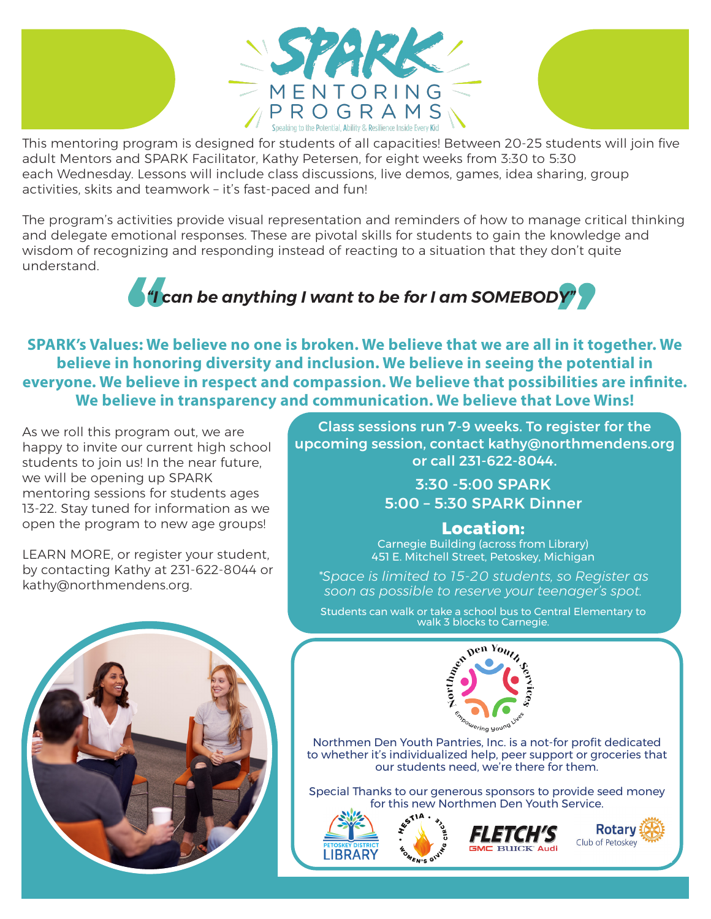# SPARK MENTORING PROGRAMS

Speaking to the Potential, Ability & Resilience Inside Every Kid

This mentoring program is designed for students of all capacities! Between 20-25 students will join five adult Mentors and SPARK Facilitator, Kathy Petersen, for eight weeks from 3:30 to 5:30 each Wednesday. Lessons will include class discussions, live demos, games, idea sharing, group activities, skits and teamwork – it's fast-paced and fun!

The program's activities provide visual representation and reminders of how to manage critical thinking and delegate emotional responses. These are pivotal skills for students to gain the knowledge and wisdom of recognizing and responding instead of reacting to a situation that they don't quite understand.

> ***"I can be anything I want to be for I am SOMEBODY"***

**SPARK's Values: We believe no one is broken. We believe that we are all in it together. We believe in honoring diversity and inclusion. We believe in seeing the potential in everyone. We believe in respect and compassion. We believe that possibilities are infinite. We believe in transparency and communication. We believe that Love Wins!**

As we roll this program out, we are happy to invite our current high school students to join us! In the near future, we will be opening up SPARK mentoring sessions for students ages 13-22. Stay tuned for information as we open the program to new age groups!

LEARN MORE, or register your student, by contacting Kathy at 231-622-8044 or kathy@northmendens.org.

**Class sessions run 7-9 weeks. To register for the upcoming session, contact kathy@northmendens.org or call 231-622-8044.**

**3:30 -5:00 SPARK**
**5:00 – 5:30 SPARK Dinner**

## Location:

Carnegie Building (across from Library)
451 E. Mitchell Street, Petoskey, Michigan

*\*Space is limited to 15-20 students, so Register as soon as possible to reserve your teenager's spot.*

Students can walk or take a school bus to Central Elementary to walk 3 blocks to Carnegie.

Northmen Den Youth Services – Empowering Young Lives

Northmen Den Youth Pantries, Inc. is a not-for profit dedicated to whether it's individualized help, peer support or groceries that our students need, we're there for them.

Special Thanks to our generous sponsors to provide seed money for this new Northmen Den Youth Service.

Petoskey District Library · Hestia Women's Giving Circle · Fletch's GMC Buick Audi · Rotary Club of Petoskey